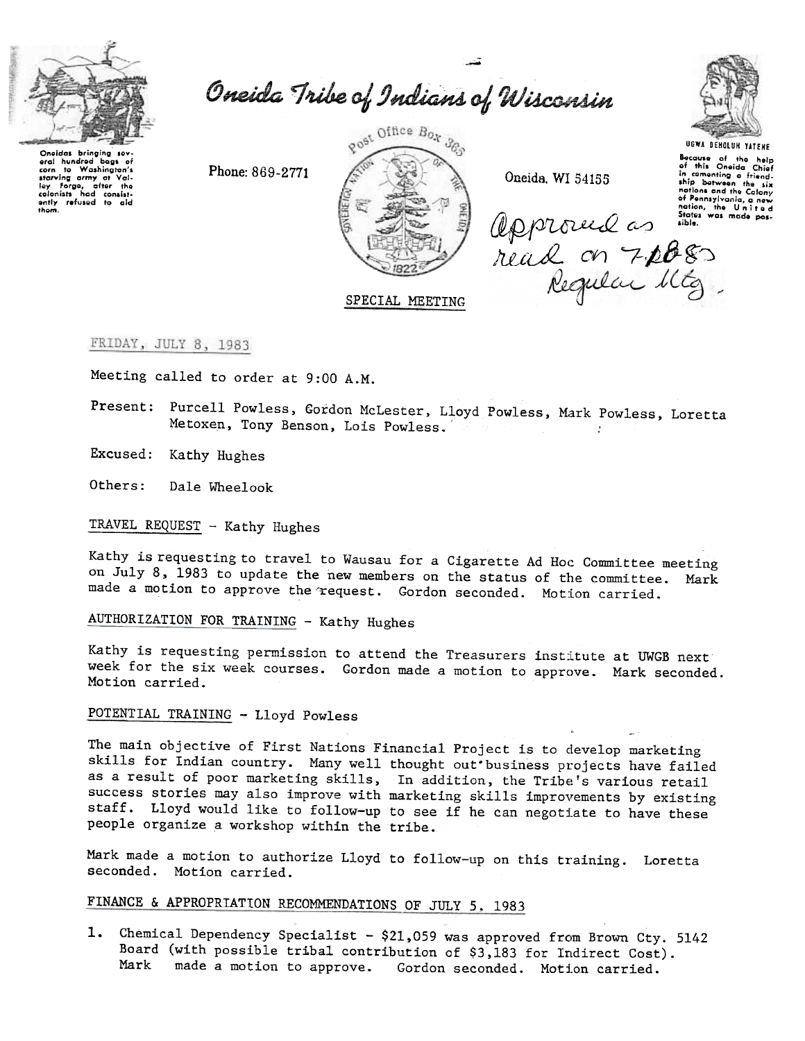# Oneida Tribe of Indians of Wisconsin

Oneidas bringing several hundred bags of corn to Washington's starving army at Valley Forge, after the colonists had consistently refused to aid them.

Phone: 869-2771

Post Office Box 365

Oneida, WI 54155

UGWA DEHOLUH YATEHE

Because of the help of this Oneida Chief in cementing a friendship between the six nations and the Colony of Pennsylvania, a new nation, the United States was made possible.

Approved as read on 7-20-83 Regular Mtg.

## SPECIAL MEETING

FRIDAY, JULY 8, 1983

Meeting called to order at 9:00 A.M.

Present: Purcell Powless, Gordon McLester, Lloyd Powless, Mark Powless, Loretta Metoxen, Tony Benson, Lois Powless.

Excused: Kathy Hughes

Others: Dale Wheelook

### TRAVEL REQUEST - Kathy Hughes

Kathy is requesting to travel to Wausau for a Cigarette Ad Hoc Committee meeting on July 8, 1983 to update the new members on the status of the committee. Mark made a motion to approve the request. Gordon seconded. Motion carried.

### AUTHORIZATION FOR TRAINING - Kathy Hughes

Kathy is requesting permission to attend the Treasurers institute at UWGB next week for the six week courses. Gordon made a motion to approve. Mark seconded. Motion carried.

### POTENTIAL TRAINING - Lloyd Powless

The main objective of First Nations Financial Project is to develop marketing skills for Indian country. Many well thought out business projects have failed as a result of poor marketing skills, In addition, the Tribe's various retail success stories may also improve with marketing skills improvements by existing staff. Lloyd would like to follow-up to see if he can negotiate to have these people organize a workshop within the tribe.

Mark made a motion to authorize Lloyd to follow-up on this training. Loretta seconded. Motion carried.

### FINANCE & APPROPRIATION RECOMMENDATIONS OF JULY 5. 1983

1. Chemical Dependency Specialist - $21,059 was approved from Brown Cty. 5142 Board (with possible tribal contribution of $3,183 for Indirect Cost). Mark made a motion to approve. Gordon seconded. Motion carried.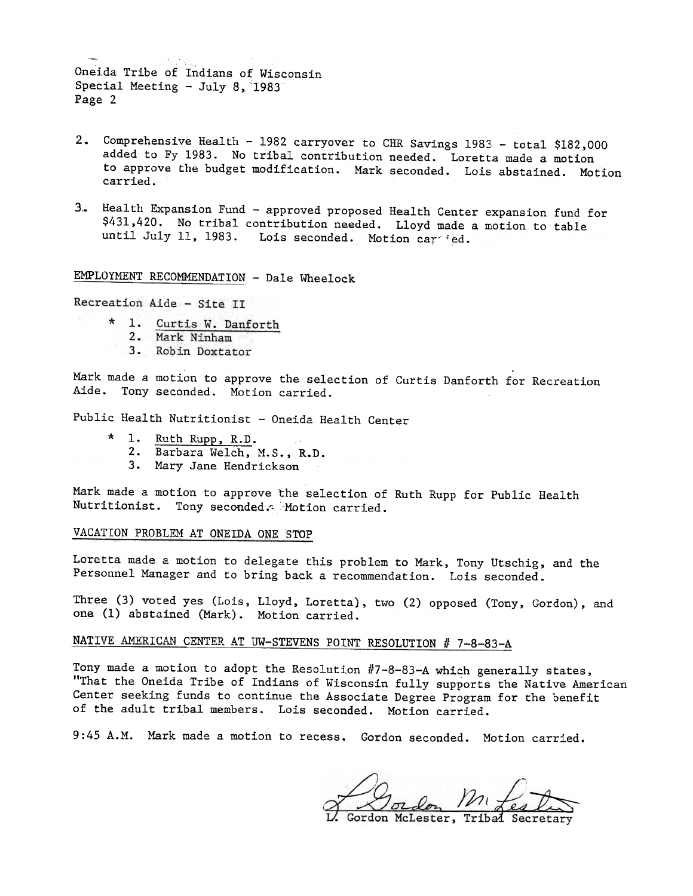2. Comprehensive Health - 1982 carryover to CHR Savings 1983 - total $182,000 added to Fy 1983. No tribal contribution needed. Loretta made a motion to approve the budget modification. Mark seconded. Lois abstained. Motion carried.

3. Health Expansion Fund - approved proposed Health Center expansion fund for $431,420. No tribal contribution needed. Lloyd made a motion to table until July 11, 1983. Lois seconded. Motion carried.

EMPLOYMENT RECOMMENDATION - Dale Wheelock

Recreation Aide - Site II

- \* 1. Curtis W. Danforth
- 2. Mark Ninham
- 3. Robin Doxtator

Mark made a motion to approve the selection of Curtis Danforth for Recreation Aide. Tony seconded. Motion carried.

Public Health Nutritionist - Oneida Health Center

- \* 1. Ruth Rupp, R.D.
- 2. Barbara Welch, M.S., R.D.
- 3. Mary Jane Hendrickson

Mark made a motion to approve the selection of Ruth Rupp for Public Health Nutritionist. Tony seconded. Motion carried.

VACATION PROBLEM AT ONEIDA ONE STOP

Loretta made a motion to delegate this problem to Mark, Tony Utschig, and the Personnel Manager and to bring back a recommendation. Lois seconded.

Three (3) voted yes (Lois, Lloyd, Loretta), two (2) opposed (Tony, Gordon), and one (1) abstained (Mark). Motion carried.

NATIVE AMERICAN CENTER AT UW-STEVENS POINT RESOLUTION # 7-8-83-A

Tony made a motion to adopt the Resolution #7-8-83-A which generally states, "That the Oneida Tribe of Indians of Wisconsin fully supports the Native American Center seeking funds to continue the Associate Degree Program for the benefit of the adult tribal members. Lois seconded. Motion carried.

9:45 A.M. Mark made a motion to recess. Gordon seconded. Motion carried.

L. Gordon McLester, Tribal Secretary